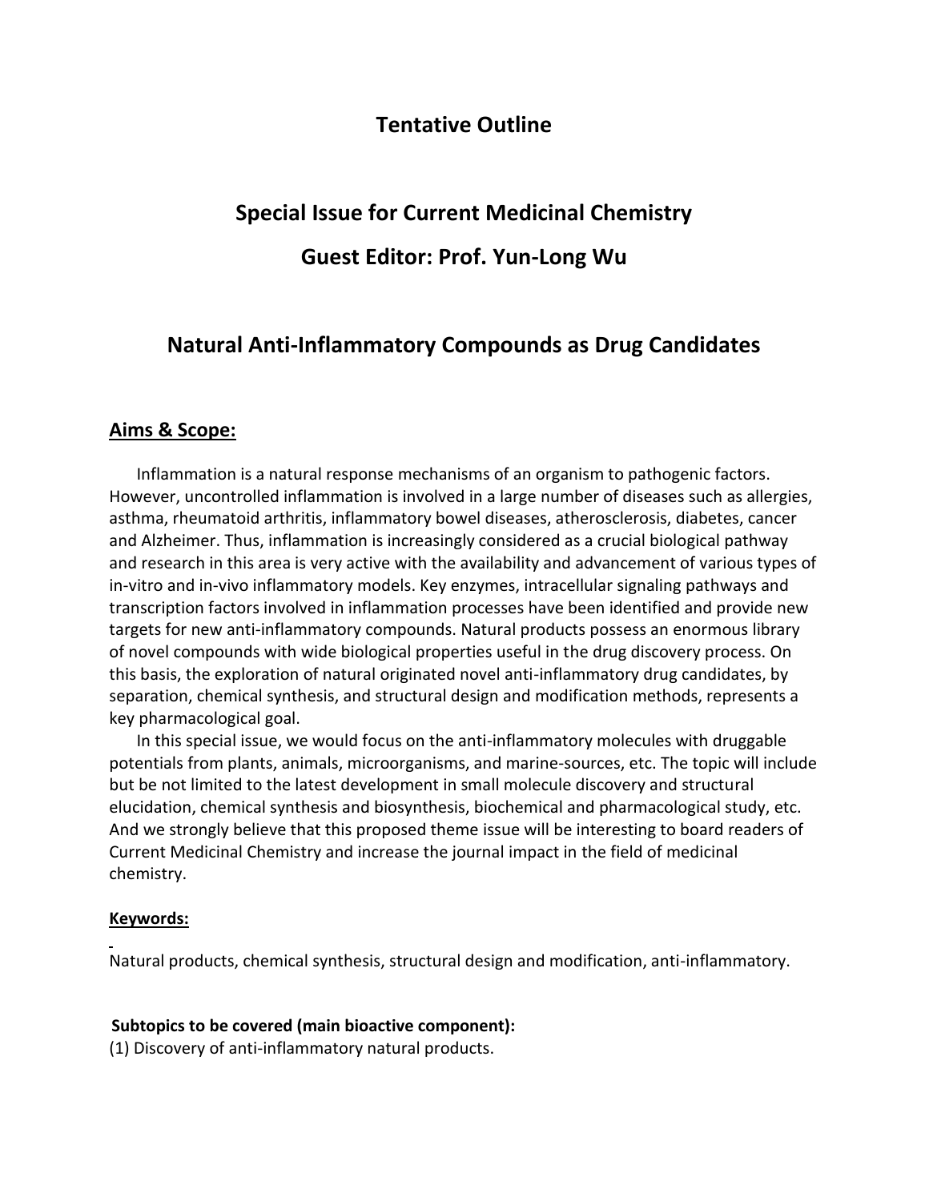# Tentative Outline

## Special Issue for Current Medicinal Chemistry

## Guest Editor: Prof. Yun-Long Wu

## Natural Anti-Inflammatory Compounds as Drug Candidates

### Aims & Scope:

Inflammation is a natural response mechanisms of an organism to pathogenic factors. However, uncontrolled inflammation is involved in a large number of diseases such as allergies, asthma, rheumatoid arthritis, inflammatory bowel diseases, atherosclerosis, diabetes, cancer and Alzheimer. Thus, inflammation is increasingly considered as a crucial biological pathway and research in this area is very active with the availability and advancement of various types of in-vitro and in-vivo inflammatory models. Key enzymes, intracellular signaling pathways and transcription factors involved in inflammation processes have been identified and provide new targets for new anti-inflammatory compounds. Natural products possess an enormous library of novel compounds with wide biological properties useful in the drug discovery process. On this basis, the exploration of natural originated novel anti-inflammatory drug candidates, by separation, chemical synthesis, and structural design and modification methods, represents a key pharmacological goal.

In this special issue, we would focus on the anti-inflammatory molecules with druggable potentials from plants, animals, microorganisms, and marine-sources, etc. The topic will include but be not limited to the latest development in small molecule discovery and structural elucidation, chemical synthesis and biosynthesis, biochemical and pharmacological study, etc. And we strongly believe that this proposed theme issue will be interesting to board readers of Current Medicinal Chemistry and increase the journal impact in the field of medicinal chemistry.

#### Keywords:

Natural products, chemical synthesis, structural design and modification, anti-inflammatory.

**Subtopics to be covered (main bioactive component):**

(1) Discovery of anti-inflammatory natural products.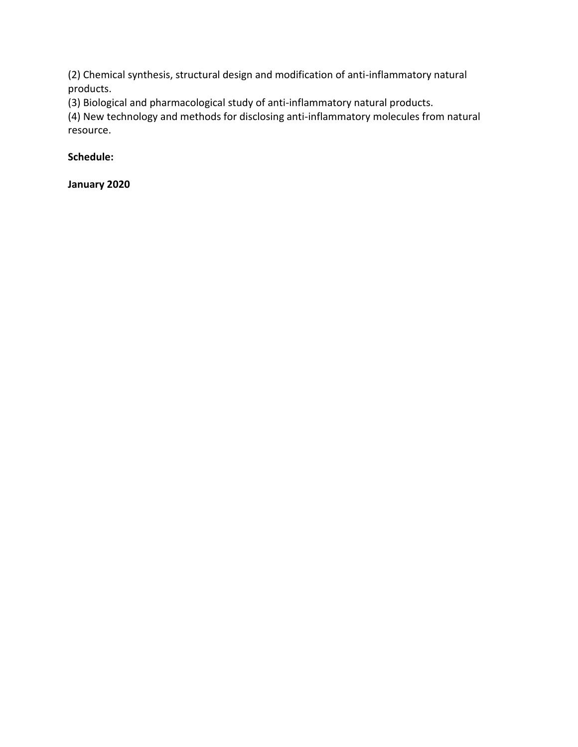(2) Chemical synthesis, structural design and modification of anti-inflammatory natural products.
(3) Biological and pharmacological study of anti-inflammatory natural products.
(4) New technology and methods for disclosing anti-inflammatory molecules from natural resource.

**Schedule:**

**January 2020**